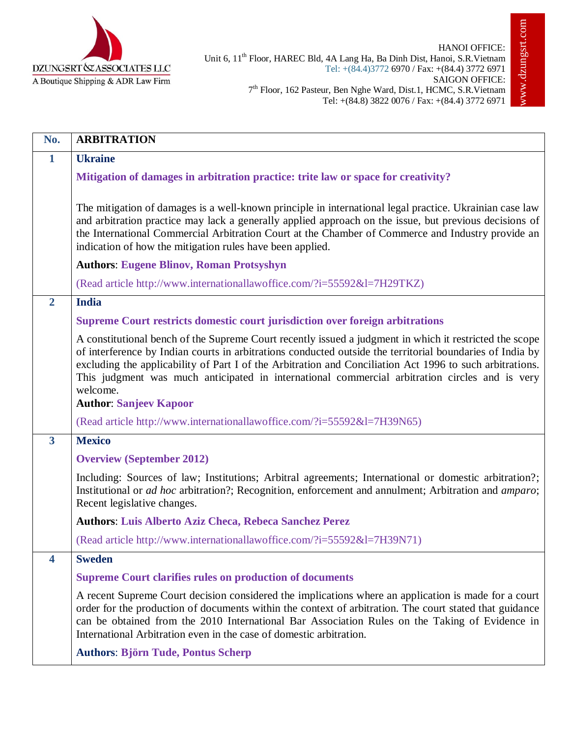DZUNGSRT & ASSOCIATES LLC
A Boutique Shipping & ADR Law Firm

HANOI OFFICE:
Unit 6, 11th Floor, HAREC Bld, 4A Lang Ha, Ba Dinh Dist, Hanoi, S.R.Vietnam
Tel: +(84.4)3772 6970 / Fax: +(84.4) 3772 6971
SAIGON OFFICE:
7th Floor, 162 Pasteur, Ben Nghe Ward, Dist.1, HCMC, S.R.Vietnam
Tel: +(84.8) 3822 0076 / Fax: +(84.4) 3772 6971

www.dzungsrt.com

| No. | ARBITRATION |
|---|---|
| 1 | **Ukraine**<br><br>**Mitigation of damages in arbitration practice: trite law or space for creativity?**<br><br>The mitigation of damages is a well-known principle in international legal practice. Ukrainian case law and arbitration practice may lack a generally applied approach on the issue, but previous decisions of the International Commercial Arbitration Court at the Chamber of Commerce and Industry provide an indication of how the mitigation rules have been applied.<br><br>**Authors**: **Eugene Blinov, Roman Protsyshyn**<br><br>(Read article http://www.internationallawoffice.com/?i=55592&l=7H29TKZ) |
| 2 | **India**<br><br>**Supreme Court restricts domestic court jurisdiction over foreign arbitrations**<br><br>A constitutional bench of the Supreme Court recently issued a judgment in which it restricted the scope of interference by Indian courts in arbitrations conducted outside the territorial boundaries of India by excluding the applicability of Part I of the Arbitration and Conciliation Act 1996 to such arbitrations. This judgment was much anticipated in international commercial arbitration circles and is very welcome.<br>**Author**: **Sanjeev Kapoor**<br><br>(Read article http://www.internationallawoffice.com/?i=55592&l=7H39N65) |
| 3 | **Mexico**<br><br>**Overview (September 2012)**<br><br>Including: Sources of law; Institutions; Arbitral agreements; International or domestic arbitration?; Institutional or *ad hoc* arbitration?; Recognition, enforcement and annulment; Arbitration and *amparo*; Recent legislative changes.<br><br>**Authors**: **Luis Alberto Aziz Checa, Rebeca Sanchez Perez**<br><br>(Read article http://www.internationallawoffice.com/?i=55592&l=7H39N71) |
| 4 | **Sweden**<br><br>**Supreme Court clarifies rules on production of documents**<br><br>A recent Supreme Court decision considered the implications where an application is made for a court order for the production of documents within the context of arbitration. The court stated that guidance can be obtained from the 2010 International Bar Association Rules on the Taking of Evidence in International Arbitration even in the case of domestic arbitration.<br><br>**Authors**: **Björn Tude, Pontus Scherp** |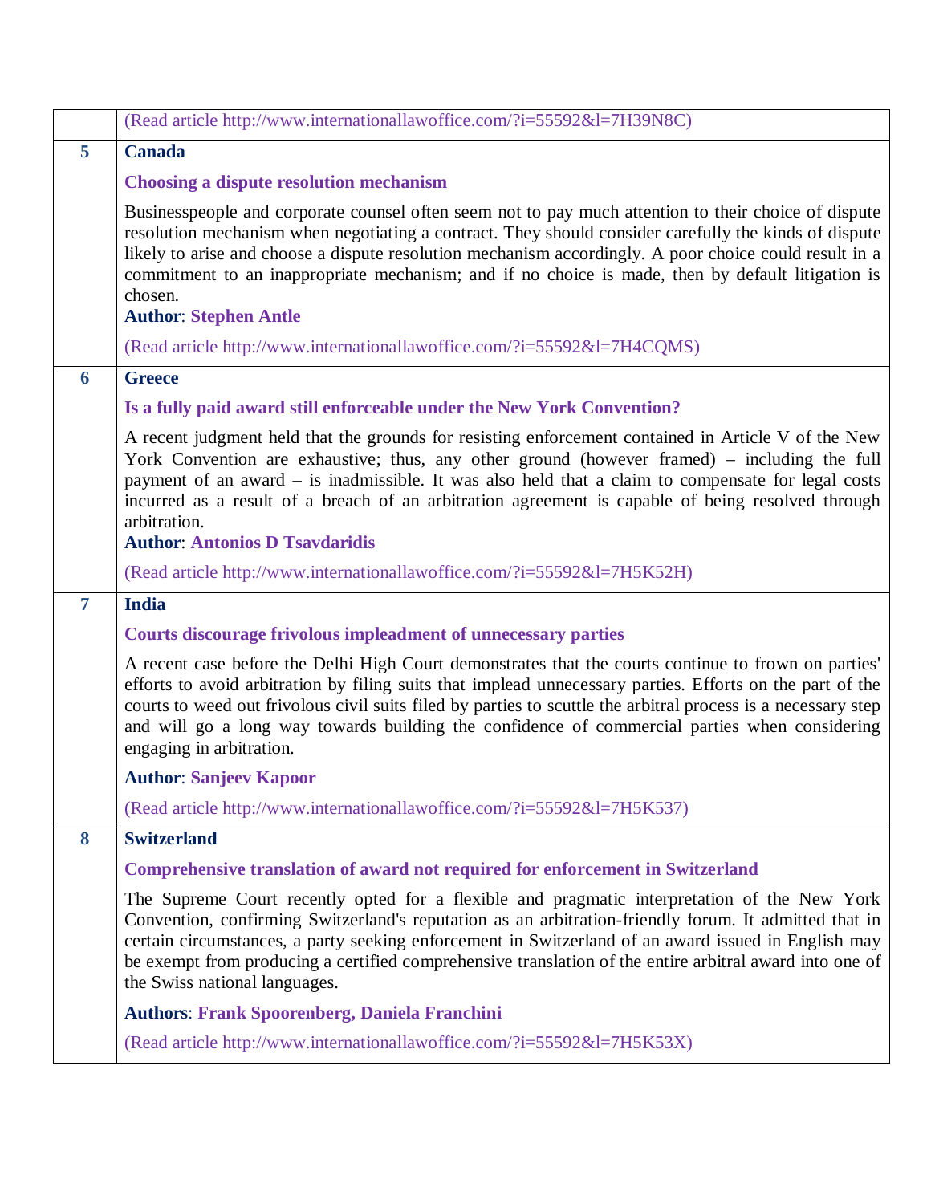| | |
|---|---|
| | (Read article http://www.internationallawoffice.com/?i=55592&l=7H39N8C) |
| 5 | **Canada**<br><br>**Choosing a dispute resolution mechanism**<br><br>Businesspeople and corporate counsel often seem not to pay much attention to their choice of dispute resolution mechanism when negotiating a contract. They should consider carefully the kinds of dispute likely to arise and choose a dispute resolution mechanism accordingly. A poor choice could result in a commitment to an inappropriate mechanism; and if no choice is made, then by default litigation is chosen.<br>**Author**: **Stephen Antle**<br><br>(Read article http://www.internationallawoffice.com/?i=55592&l=7H4CQMS) |
| 6 | **Greece**<br><br>**Is a fully paid award still enforceable under the New York Convention?**<br><br>A recent judgment held that the grounds for resisting enforcement contained in Article V of the New York Convention are exhaustive; thus, any other ground (however framed) – including the full payment of an award – is inadmissible. It was also held that a claim to compensate for legal costs incurred as a result of a breach of an arbitration agreement is capable of being resolved through arbitration.<br>**Author**: **Antonios D Tsavdaridis**<br><br>(Read article http://www.internationallawoffice.com/?i=55592&l=7H5K52H) |
| 7 | **India**<br><br>**Courts discourage frivolous impleadment of unnecessary parties**<br><br>A recent case before the Delhi High Court demonstrates that the courts continue to frown on parties' efforts to avoid arbitration by filing suits that implead unnecessary parties. Efforts on the part of the courts to weed out frivolous civil suits filed by parties to scuttle the arbitral process is a necessary step and will go a long way towards building the confidence of commercial parties when considering engaging in arbitration.<br><br>**Author**: **Sanjeev Kapoor**<br><br>(Read article http://www.internationallawoffice.com/?i=55592&l=7H5K537) |
| 8 | **Switzerland**<br><br>**Comprehensive translation of award not required for enforcement in Switzerland**<br><br>The Supreme Court recently opted for a flexible and pragmatic interpretation of the New York Convention, confirming Switzerland's reputation as an arbitration-friendly forum. It admitted that in certain circumstances, a party seeking enforcement in Switzerland of an award issued in English may be exempt from producing a certified comprehensive translation of the entire arbitral award into one of the Swiss national languages.<br><br>**Authors**: **Frank Spoorenberg, Daniela Franchini**<br><br>(Read article http://www.internationallawoffice.com/?i=55592&l=7H5K53X) |